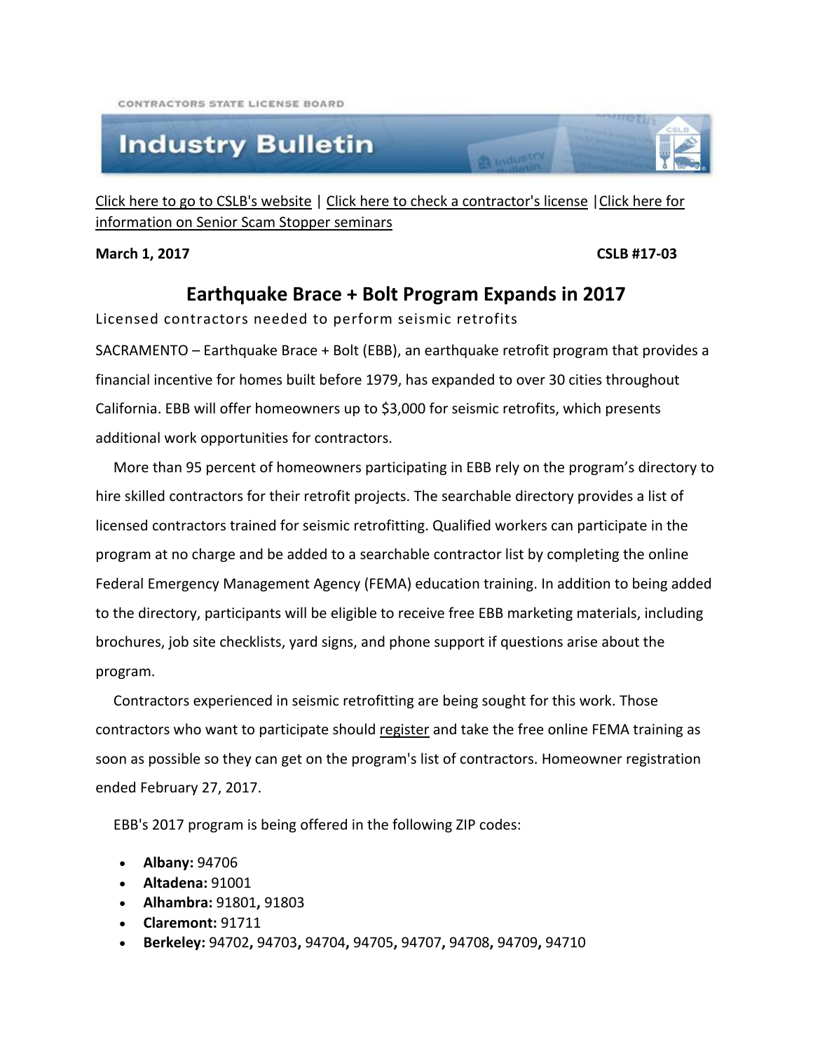CONTRACTORS STATE LICENSE BOARD

# Industry Bulletin

Click here to go to CSLB's website | Click here to check a contractor's license | Click here for information on Senior Scam Stopper seminars

**March 1, 2017** **CSLB #17-03**

## Earthquake Brace + Bolt Program Expands in 2017

Licensed contractors needed to perform seismic retrofits

SACRAMENTO – Earthquake Brace + Bolt (EBB), an earthquake retrofit program that provides a financial incentive for homes built before 1979, has expanded to over 30 cities throughout California. EBB will offer homeowners up to $3,000 for seismic retrofits, which presents additional work opportunities for contractors.

More than 95 percent of homeowners participating in EBB rely on the program's directory to hire skilled contractors for their retrofit projects. The searchable directory provides a list of licensed contractors trained for seismic retrofitting. Qualified workers can participate in the program at no charge and be added to a searchable contractor list by completing the online Federal Emergency Management Agency (FEMA) education training. In addition to being added to the directory, participants will be eligible to receive free EBB marketing materials, including brochures, job site checklists, yard signs, and phone support if questions arise about the program.

Contractors experienced in seismic retrofitting are being sought for this work. Those contractors who want to participate should register and take the free online FEMA training as soon as possible so they can get on the program's list of contractors. Homeowner registration ended February 27, 2017.

EBB's 2017 program is being offered in the following ZIP codes:

- **Albany:** 94706
- **Altadena:** 91001
- **Alhambra:** 91801**,** 91803
- **Claremont:** 91711
- **Berkeley:** 94702**,** 94703**,** 94704**,** 94705**,** 94707**,** 94708**,** 94709**,** 94710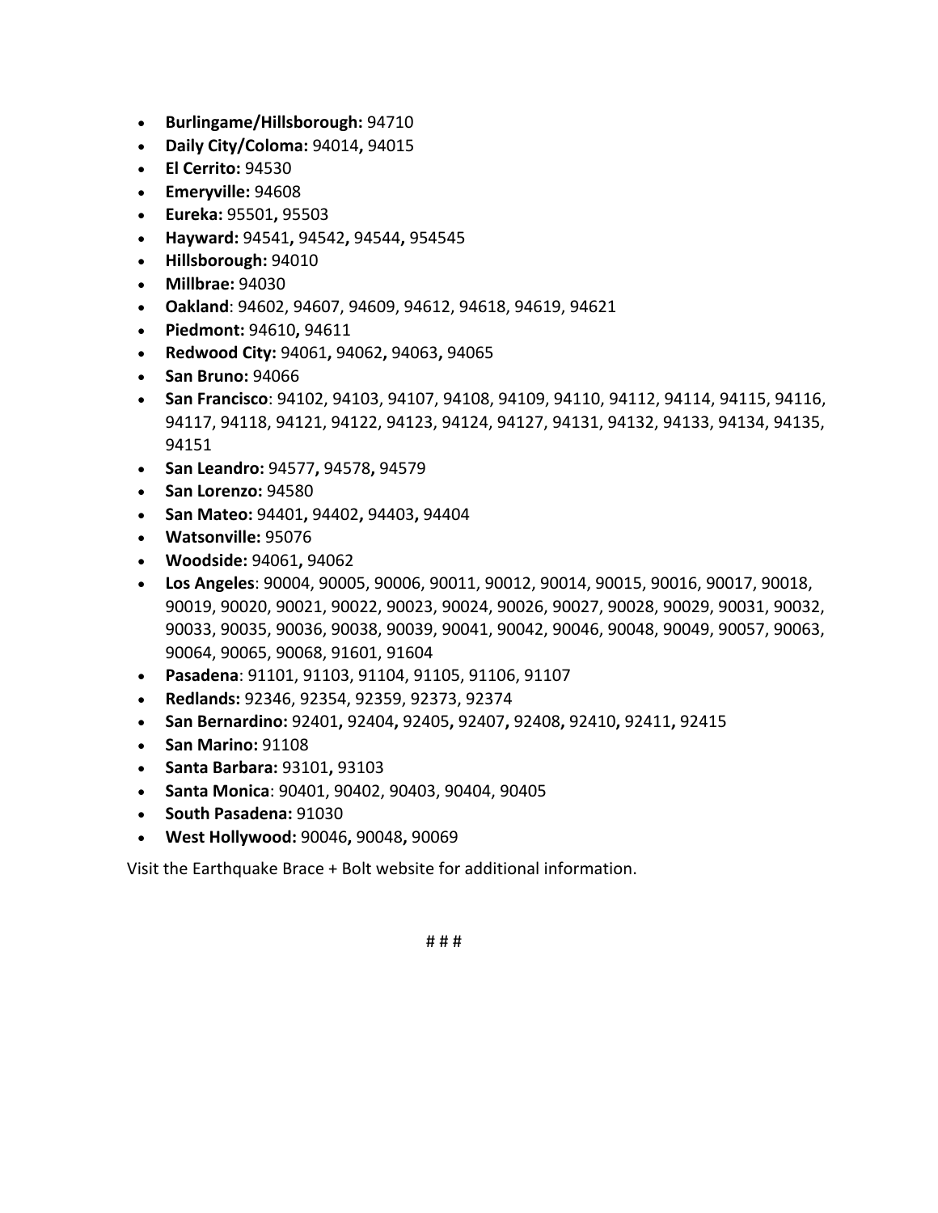- **Burlingame/Hillsborough:** 94710
- **Daily City/Coloma:** 94014**,** 94015
- **El Cerrito:** 94530
- **Emeryville:** 94608
- **Eureka:** 95501**,** 95503
- **Hayward:** 94541**,** 94542**,** 94544**,** 954545
- **Hillsborough:** 94010
- **Millbrae:** 94030
- **Oakland**: 94602, 94607, 94609, 94612, 94618, 94619, 94621
- **Piedmont:** 94610**,** 94611
- **Redwood City:** 94061**,** 94062**,** 94063**,** 94065
- **San Bruno:** 94066
- **San Francisco**: 94102, 94103, 94107, 94108, 94109, 94110, 94112, 94114, 94115, 94116, 94117, 94118, 94121, 94122, 94123, 94124, 94127, 94131, 94132, 94133, 94134, 94135, 94151
- **San Leandro:** 94577**,** 94578**,** 94579
- **San Lorenzo:** 94580
- **San Mateo:** 94401**,** 94402**,** 94403**,** 94404
- **Watsonville:** 95076
- **Woodside:** 94061**,** 94062
- **Los Angeles**: 90004, 90005, 90006, 90011, 90012, 90014, 90015, 90016, 90017, 90018, 90019, 90020, 90021, 90022, 90023, 90024, 90026, 90027, 90028, 90029, 90031, 90032, 90033, 90035, 90036, 90038, 90039, 90041, 90042, 90046, 90048, 90049, 90057, 90063, 90064, 90065, 90068, 91601, 91604
- **Pasadena**: 91101, 91103, 91104, 91105, 91106, 91107
- **Redlands:** 92346, 92354, 92359, 92373, 92374
- **San Bernardino:** 92401**,** 92404**,** 92405**,** 92407**,** 92408**,** 92410**,** 92411**,** 92415
- **San Marino:** 91108
- **Santa Barbara:** 93101**,** 93103
- **Santa Monica**: 90401, 90402, 90403, 90404, 90405
- **South Pasadena:** 91030
- **West Hollywood:** 90046**,** 90048**,** 90069

Visit the Earthquake Brace + Bolt website for additional information.

# # #